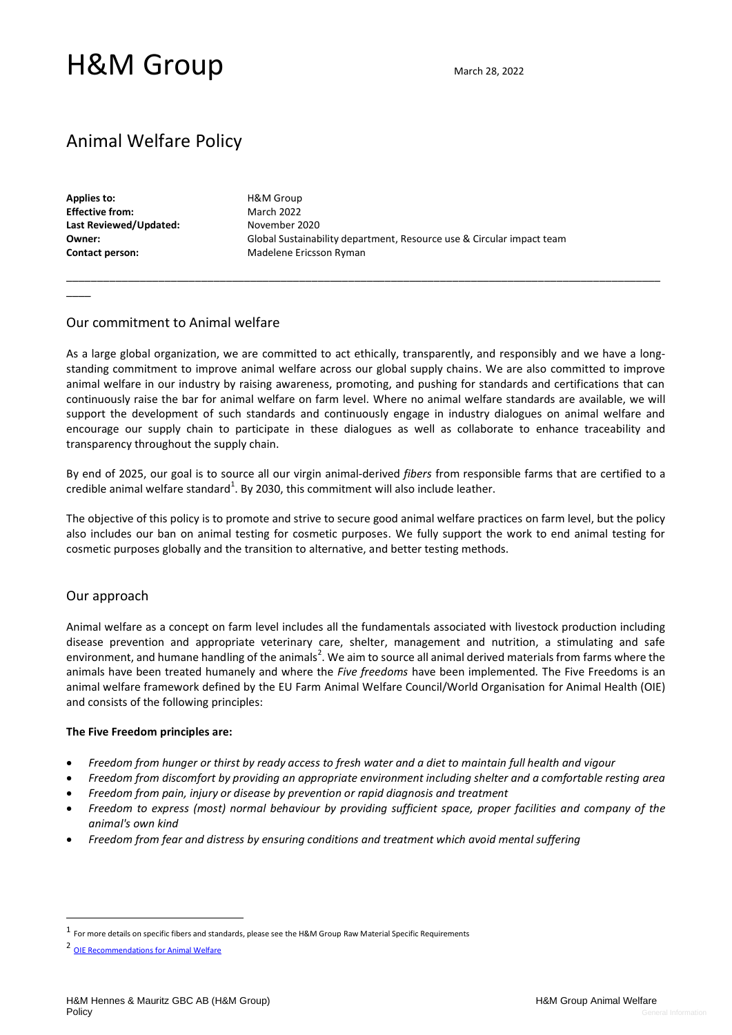# H&M Group

March 28, 2022

## Animal Welfare Policy

**Applies to:** H&M Group
**Effective from:** March 2022
**Last Reviewed/Updated:** November 2020
**Owner:** Global Sustainability department, Resource use & Circular impact team
**Contact person:** Madelene Ericsson Ryman

---

### Our commitment to Animal welfare

As a large global organization, we are committed to act ethically, transparently, and responsibly and we have a long-standing commitment to improve animal welfare across our global supply chains. We are also committed to improve animal welfare in our industry by raising awareness, promoting, and pushing for standards and certifications that can continuously raise the bar for animal welfare on farm level. Where no animal welfare standards are available, we will support the development of such standards and continuously engage in industry dialogues on animal welfare and encourage our supply chain to participate in these dialogues as well as collaborate to enhance traceability and transparency throughout the supply chain.

By end of 2025, our goal is to source all our virgin animal-derived *fibers* from responsible farms that are certified to a credible animal welfare standard[1]. By 2030, this commitment will also include leather.

The objective of this policy is to promote and strive to secure good animal welfare practices on farm level, but the policy also includes our ban on animal testing for cosmetic purposes. We fully support the work to end animal testing for cosmetic purposes globally and the transition to alternative, and better testing methods.

### Our approach

Animal welfare as a concept on farm level includes all the fundamentals associated with livestock production including disease prevention and appropriate veterinary care, shelter, management and nutrition, a stimulating and safe environment, and humane handling of the animals[2]. We aim to source all animal derived materials from farms where the animals have been treated humanely and where the *Five freedoms* have been implemented. The Five Freedoms is an animal welfare framework defined by the EU Farm Animal Welfare Council/World Organisation for Animal Health (OIE) and consists of the following principles:

**The Five Freedom principles are:**

- *Freedom from hunger or thirst by ready access to fresh water and a diet to maintain full health and vigour*
- *Freedom from discomfort by providing an appropriate environment including shelter and a comfortable resting area*
- *Freedom from pain, injury or disease by prevention or rapid diagnosis and treatment*
- *Freedom to express (most) normal behaviour by providing sufficient space, proper facilities and company of the animal's own kind*
- *Freedom from fear and distress by ensuring conditions and treatment which avoid mental suffering*

---

[1] For more details on specific fibers and standards, please see the H&M Group Raw Material Specific Requirements

[2] OIE Recommendations for Animal Welfare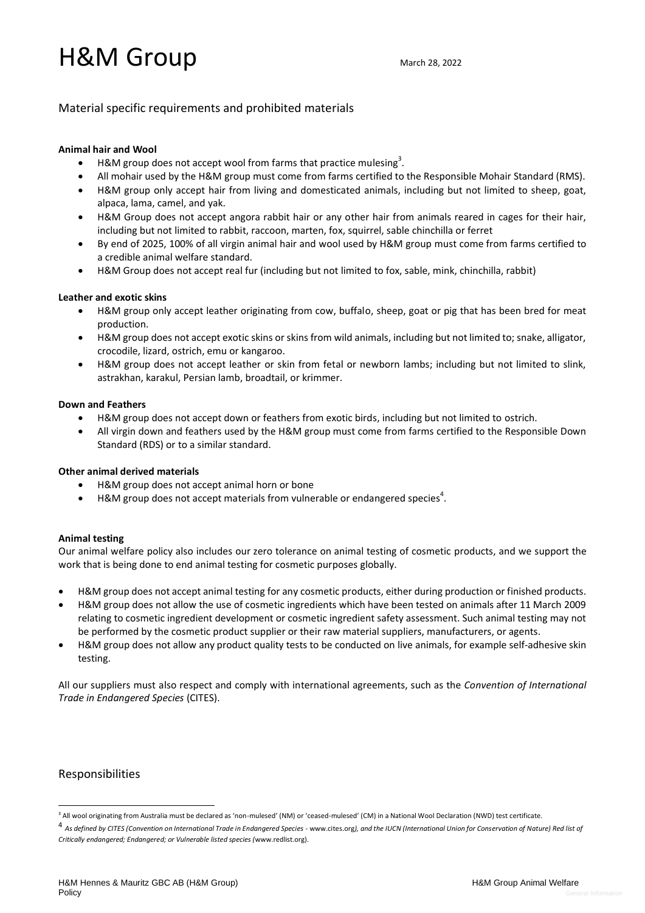Material specific requirements and prohibited materials

**Animal hair and Wool**

- H&M group does not accept wool from farms that practice mulesing[3].
- All mohair used by the H&M group must come from farms certified to the Responsible Mohair Standard (RMS).
- H&M group only accept hair from living and domesticated animals, including but not limited to sheep, goat, alpaca, lama, camel, and yak.
- H&M Group does not accept angora rabbit hair or any other hair from animals reared in cages for their hair, including but not limited to rabbit, raccoon, marten, fox, squirrel, sable chinchilla or ferret
- By end of 2025, 100% of all virgin animal hair and wool used by H&M group must come from farms certified to a credible animal welfare standard.
- H&M Group does not accept real fur (including but not limited to fox, sable, mink, chinchilla, rabbit)

**Leather and exotic skins**

- H&M group only accept leather originating from cow, buffalo, sheep, goat or pig that has been bred for meat production.
- H&M group does not accept exotic skins or skins from wild animals, including but not limited to; snake, alligator, crocodile, lizard, ostrich, emu or kangaroo.
- H&M group does not accept leather or skin from fetal or newborn lambs; including but not limited to slink, astrakhan, karakul, Persian lamb, broadtail, or krimmer.

**Down and Feathers**

- H&M group does not accept down or feathers from exotic birds, including but not limited to ostrich.
- All virgin down and feathers used by the H&M group must come from farms certified to the Responsible Down Standard (RDS) or to a similar standard.

**Other animal derived materials**

- H&M group does not accept animal horn or bone
- H&M group does not accept materials from vulnerable or endangered species[4].

**Animal testing**

Our animal welfare policy also includes our zero tolerance on animal testing of cosmetic products, and we support the work that is being done to end animal testing for cosmetic purposes globally.

- H&M group does not accept animal testing for any cosmetic products, either during production or finished products.
- H&M group does not allow the use of cosmetic ingredients which have been tested on animals after 11 March 2009 relating to cosmetic ingredient development or cosmetic ingredient safety assessment. Such animal testing may not be performed by the cosmetic product supplier or their raw material suppliers, manufacturers, or agents.
- H&M group does not allow any product quality tests to be conducted on live animals, for example self-adhesive skin testing.

All our suppliers must also respect and comply with international agreements, such as the *Convention of International Trade in Endangered Species* (CITES).

Responsibilities

[3] All wool originating from Australia must be declared as 'non-mulesed' (NM) or 'ceased-mulesed' (CM) in a National Wool Declaration (NWD) test certificate.

[4] *As defined by CITES (Convention on International Trade in Endangered Species* - www.cites.org*), and the IUCN (International Union for Conservation of Nature) Red list of Critically endangered; Endangered; or Vulnerable listed species (*www.redlist.org).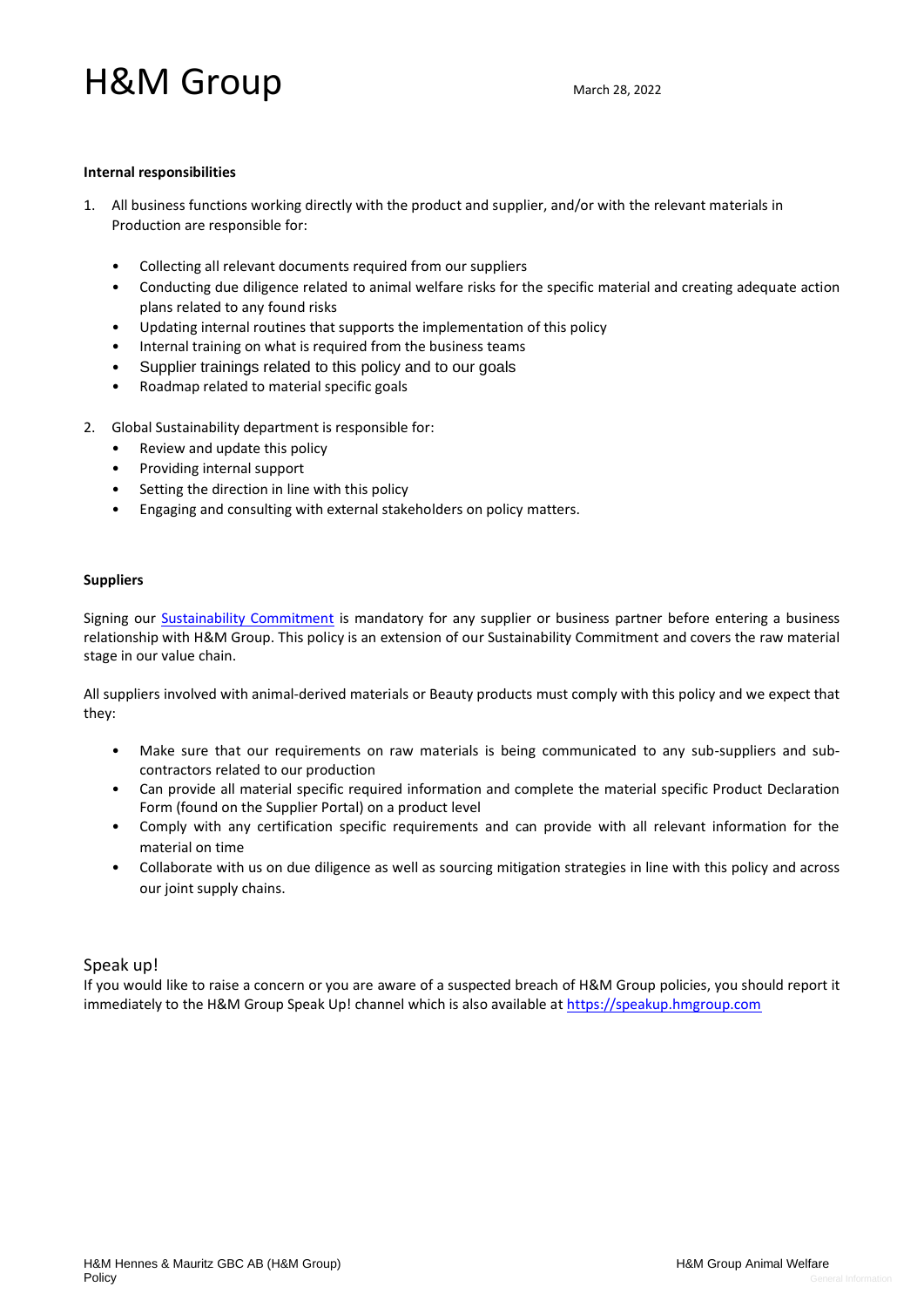#### Internal responsibilities

1. All business functions working directly with the product and supplier, and/or with the relevant materials in Production are responsible for:
   - Collecting all relevant documents required from our suppliers
   - Conducting due diligence related to animal welfare risks for the specific material and creating adequate action plans related to any found risks
   - Updating internal routines that supports the implementation of this policy
   - Internal training on what is required from the business teams
   - Supplier trainings related to this policy and to our goals
   - Roadmap related to material specific goals
2. Global Sustainability department is responsible for:
   - Review and update this policy
   - Providing internal support
   - Setting the direction in line with this policy
   - Engaging and consulting with external stakeholders on policy matters.

#### Suppliers

Signing our Sustainability Commitment is mandatory for any supplier or business partner before entering a business relationship with H&M Group. This policy is an extension of our Sustainability Commitment and covers the raw material stage in our value chain.

All suppliers involved with animal-derived materials or Beauty products must comply with this policy and we expect that they:

- Make sure that our requirements on raw materials is being communicated to any sub-suppliers and sub-contractors related to our production
- Can provide all material specific required information and complete the material specific Product Declaration Form (found on the Supplier Portal) on a product level
- Comply with any certification specific requirements and can provide with all relevant information for the material on time
- Collaborate with us on due diligence as well as sourcing mitigation strategies in line with this policy and across our joint supply chains.

## Speak up!

If you would like to raise a concern or you are aware of a suspected breach of H&M Group policies, you should report it immediately to the H&M Group Speak Up! channel which is also available at https://speakup.hmgroup.com